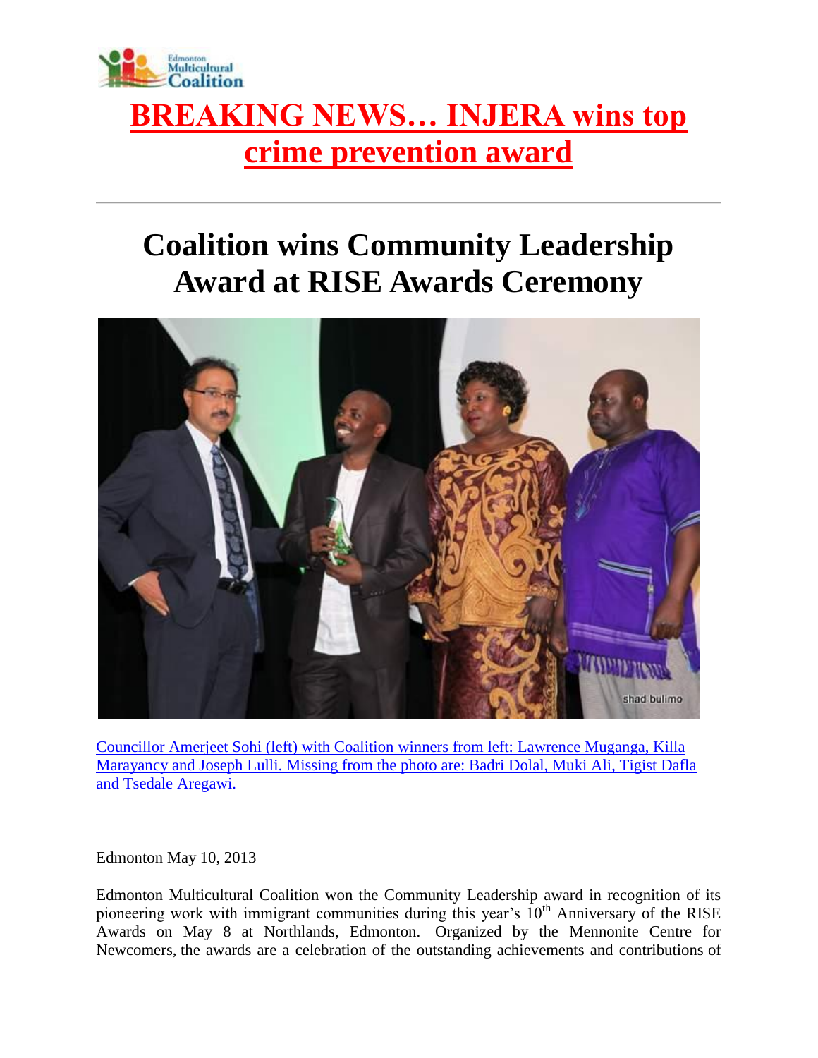# BREAKING NEWS… INJERA wins top crime prevention award

---

# Coalition wins Community Leadership Award at RISE Awards Ceremony

Councillor Amerjeet Sohi (left) with Coalition winners from left: Lawrence Muganga, Killa Marayancy and Joseph Lulli. Missing from the photo are: Badri Dolal, Muki Ali, Tigist Dafla and Tsedale Aregawi.

Edmonton May 10, 2013

Edmonton Multicultural Coalition won the Community Leadership award in recognition of its pioneering work with immigrant communities during this year's 10th Anniversary of the RISE Awards on May 8 at Northlands, Edmonton. Organized by the Mennonite Centre for Newcomers, the awards are a celebration of the outstanding achievements and contributions of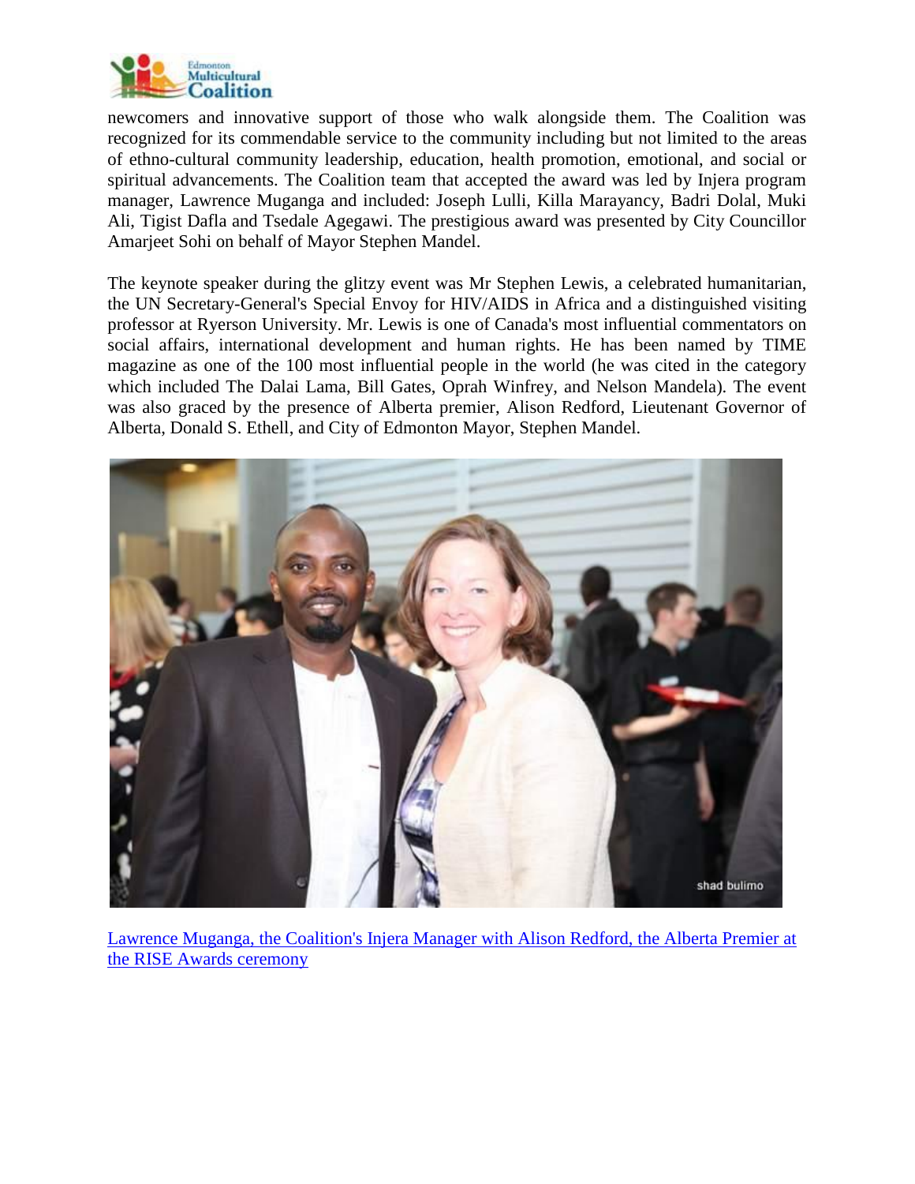newcomers and innovative support of those who walk alongside them. The Coalition was recognized for its commendable service to the community including but not limited to the areas of ethno-cultural community leadership, education, health promotion, emotional, and social or spiritual advancements. The Coalition team that accepted the award was led by Injera program manager, Lawrence Muganga and included: Joseph Lulli, Killa Marayancy, Badri Dolal, Muki Ali, Tigist Dafla and Tsedale Agegawi. The prestigious award was presented by City Councillor Amarjeet Sohi on behalf of Mayor Stephen Mandel.

The keynote speaker during the glitzy event was Mr Stephen Lewis, a celebrated humanitarian, the UN Secretary-General's Special Envoy for HIV/AIDS in Africa and a distinguished visiting professor at Ryerson University. Mr. Lewis is one of Canada's most influential commentators on social affairs, international development and human rights. He has been named by TIME magazine as one of the 100 most influential people in the world (he was cited in the category which included The Dalai Lama, Bill Gates, Oprah Winfrey, and Nelson Mandela). The event was also graced by the presence of Alberta premier, Alison Redford, Lieutenant Governor of Alberta, Donald S. Ethell, and City of Edmonton Mayor, Stephen Mandel.

Lawrence Muganga, the Coalition's Injera Manager with Alison Redford, the Alberta Premier at the RISE Awards ceremony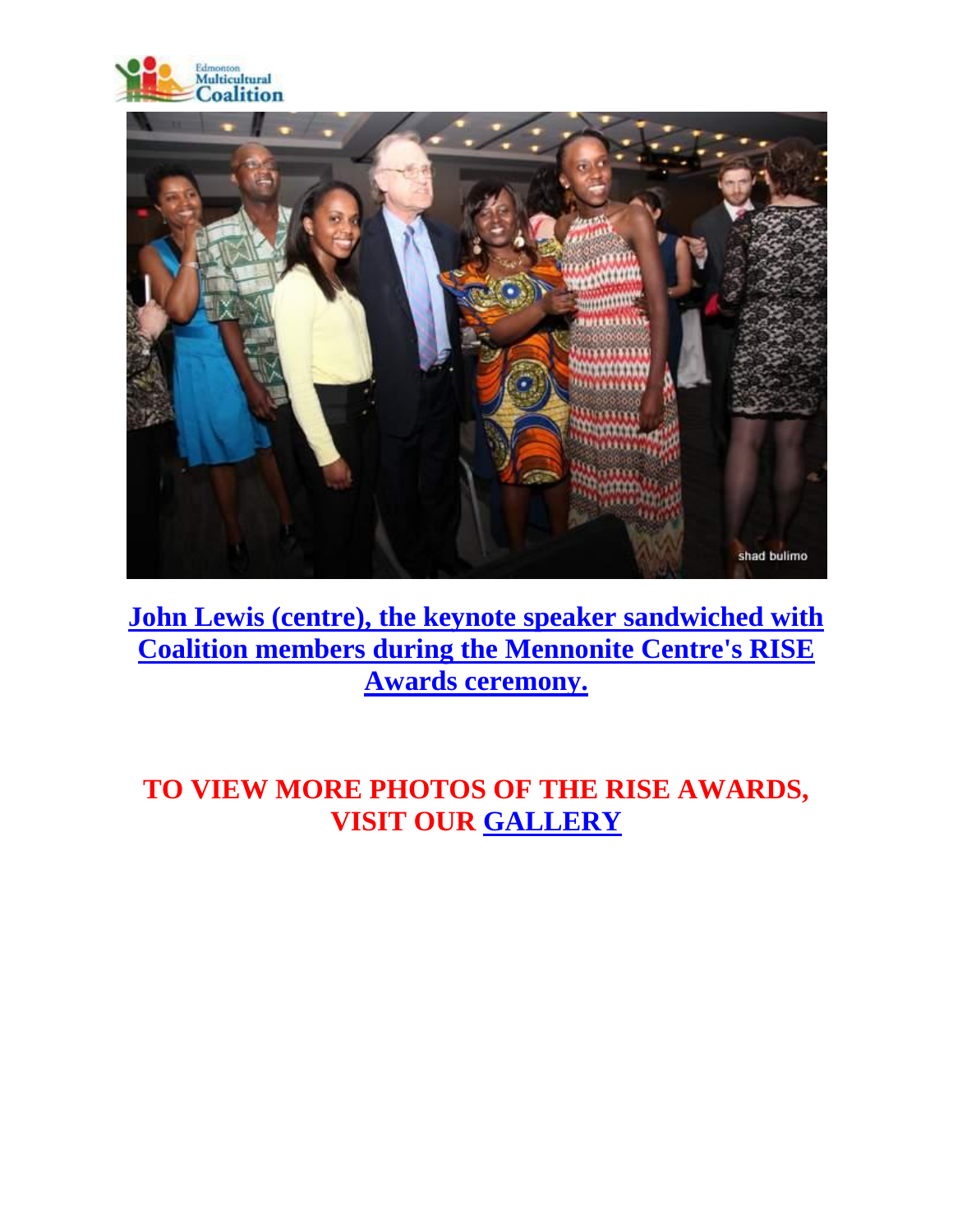**John Lewis (centre), the keynote speaker sandwiched with Coalition members during the Mennonite Centre's RISE Awards ceremony.**

**TO VIEW MORE PHOTOS OF THE RISE AWARDS, VISIT OUR GALLERY**